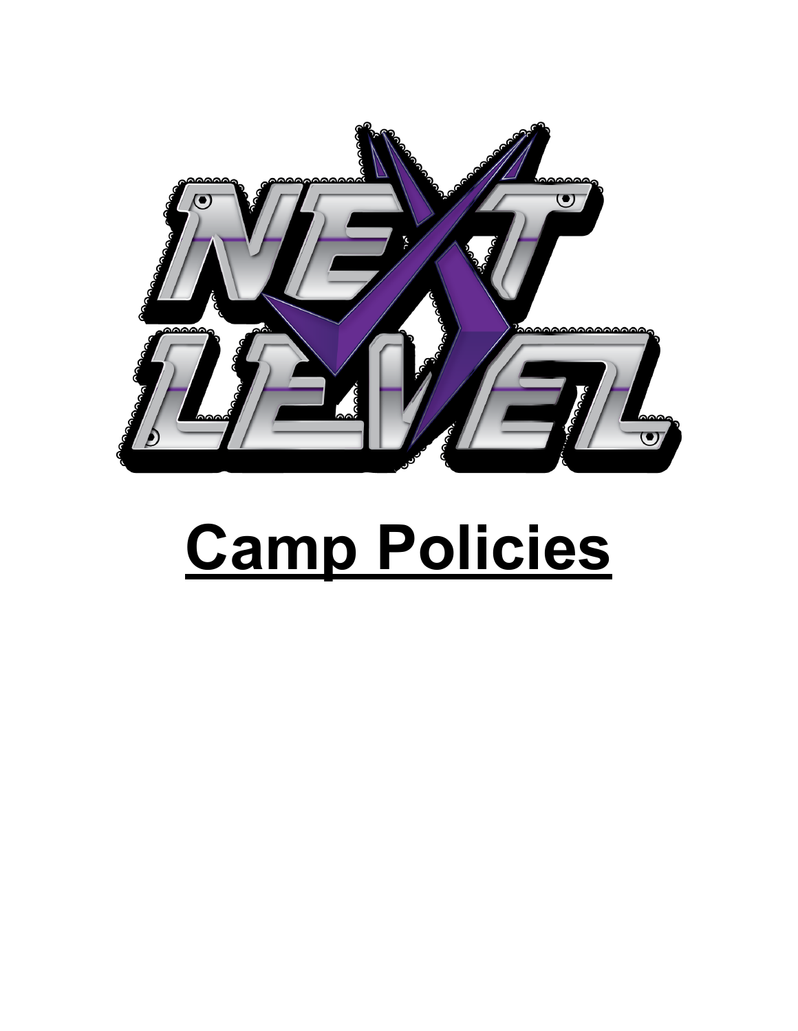NEXT LEVEL

# Camp Policies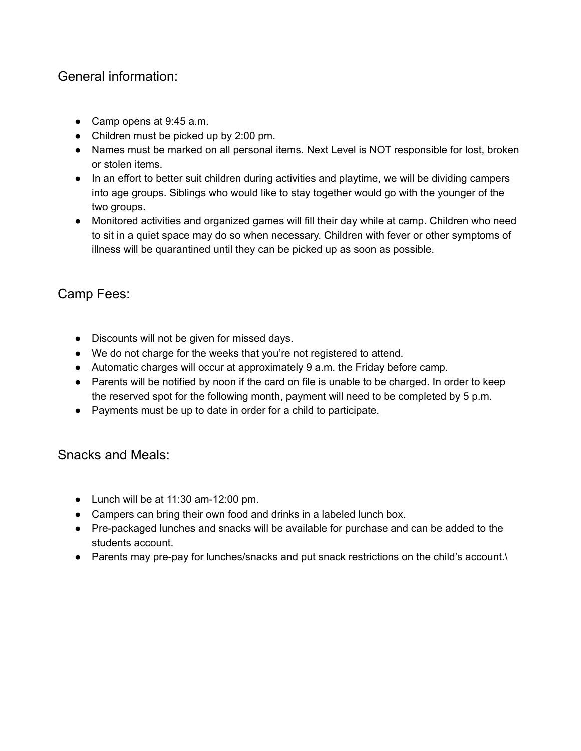## General information:

- Camp opens at 9:45 a.m.
- Children must be picked up by 2:00 pm.
- Names must be marked on all personal items. Next Level is NOT responsible for lost, broken or stolen items.
- In an effort to better suit children during activities and playtime, we will be dividing campers into age groups. Siblings who would like to stay together would go with the younger of the two groups.
- Monitored activities and organized games will fill their day while at camp. Children who need to sit in a quiet space may do so when necessary. Children with fever or other symptoms of illness will be quarantined until they can be picked up as soon as possible.

## Camp Fees:

- Discounts will not be given for missed days.
- We do not charge for the weeks that you're not registered to attend.
- Automatic charges will occur at approximately 9 a.m. the Friday before camp.
- Parents will be notified by noon if the card on file is unable to be charged. In order to keep the reserved spot for the following month, payment will need to be completed by 5 p.m.
- Payments must be up to date in order for a child to participate.

## Snacks and Meals:

- Lunch will be at 11:30 am-12:00 pm.
- Campers can bring their own food and drinks in a labeled lunch box.
- Pre-packaged lunches and snacks will be available for purchase and can be added to the students account.
- Parents may pre-pay for lunches/snacks and put snack restrictions on the child's account.\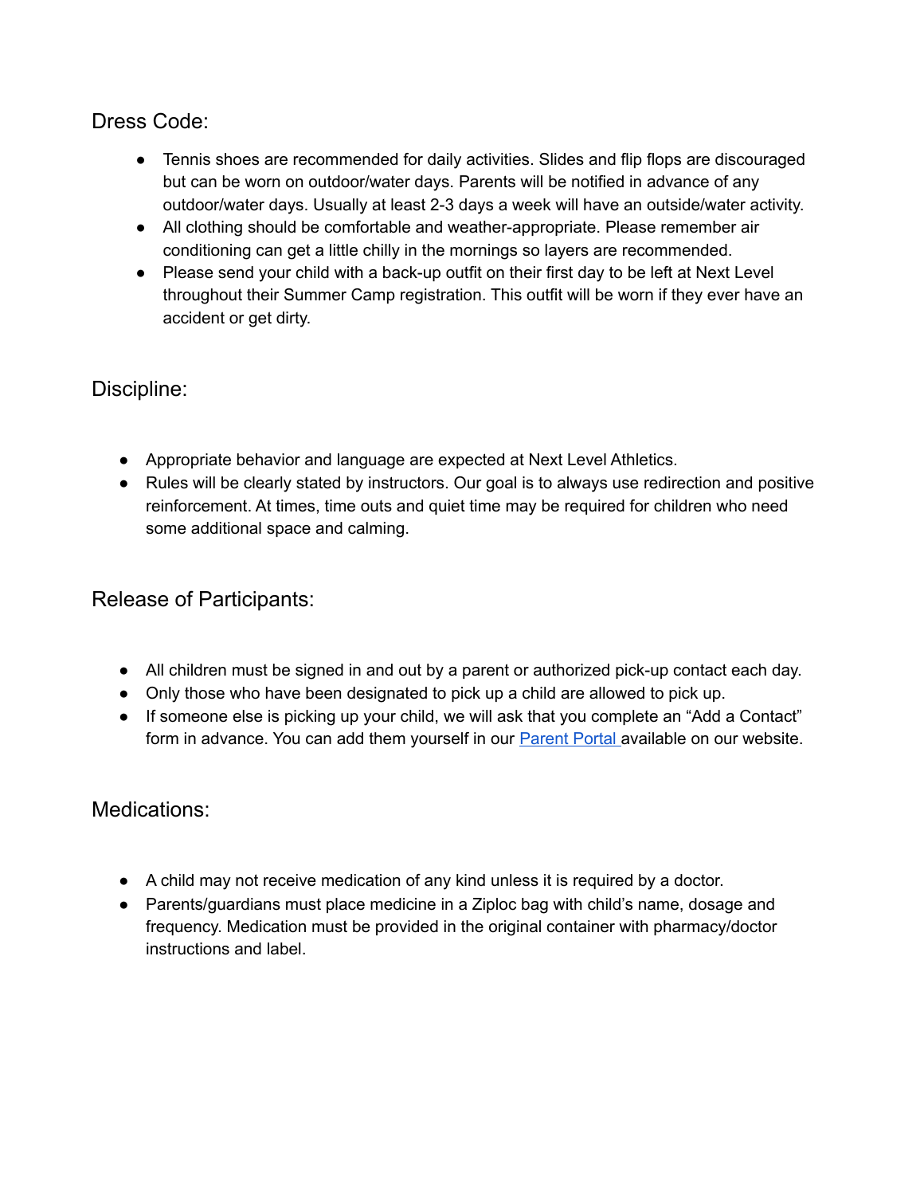## Dress Code:

- Tennis shoes are recommended for daily activities. Slides and flip flops are discouraged but can be worn on outdoor/water days. Parents will be notified in advance of any outdoor/water days. Usually at least 2-3 days a week will have an outside/water activity.
- All clothing should be comfortable and weather-appropriate. Please remember air conditioning can get a little chilly in the mornings so layers are recommended.
- Please send your child with a back-up outfit on their first day to be left at Next Level throughout their Summer Camp registration. This outfit will be worn if they ever have an accident or get dirty.

## Discipline:

- Appropriate behavior and language are expected at Next Level Athletics.
- Rules will be clearly stated by instructors. Our goal is to always use redirection and positive reinforcement. At times, time outs and quiet time may be required for children who need some additional space and calming.

## Release of Participants:

- All children must be signed in and out by a parent or authorized pick-up contact each day.
- Only those who have been designated to pick up a child are allowed to pick up.
- If someone else is picking up your child, we will ask that you complete an "Add a Contact" form in advance. You can add them yourself in our Parent Portal available on our website.

## Medications:

- A child may not receive medication of any kind unless it is required by a doctor.
- Parents/guardians must place medicine in a Ziploc bag with child's name, dosage and frequency. Medication must be provided in the original container with pharmacy/doctor instructions and label.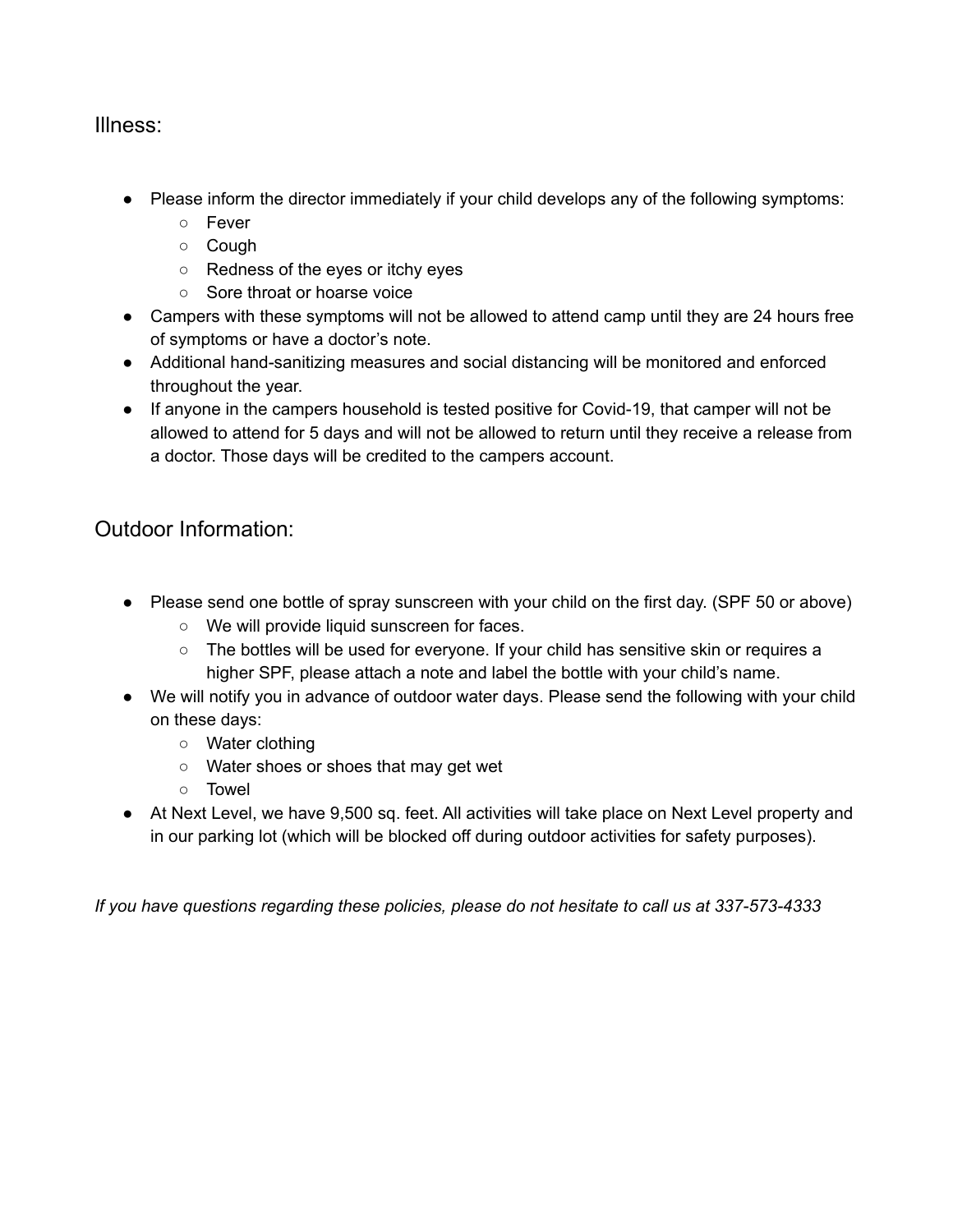## Illness:

- Please inform the director immediately if your child develops any of the following symptoms:
  - Fever
  - Cough
  - Redness of the eyes or itchy eyes
  - Sore throat or hoarse voice
- Campers with these symptoms will not be allowed to attend camp until they are 24 hours free of symptoms or have a doctor's note.
- Additional hand-sanitizing measures and social distancing will be monitored and enforced throughout the year.
- If anyone in the campers household is tested positive for Covid-19, that camper will not be allowed to attend for 5 days and will not be allowed to return until they receive a release from a doctor. Those days will be credited to the campers account.

## Outdoor Information:

- Please send one bottle of spray sunscreen with your child on the first day. (SPF 50 or above)
  - We will provide liquid sunscreen for faces.
  - The bottles will be used for everyone. If your child has sensitive skin or requires a higher SPF, please attach a note and label the bottle with your child's name.
- We will notify you in advance of outdoor water days. Please send the following with your child on these days:
  - Water clothing
  - Water shoes or shoes that may get wet
  - Towel
- At Next Level, we have 9,500 sq. feet. All activities will take place on Next Level property and in our parking lot (which will be blocked off during outdoor activities for safety purposes).

*If you have questions regarding these policies, please do not hesitate to call us at 337-573-4333*